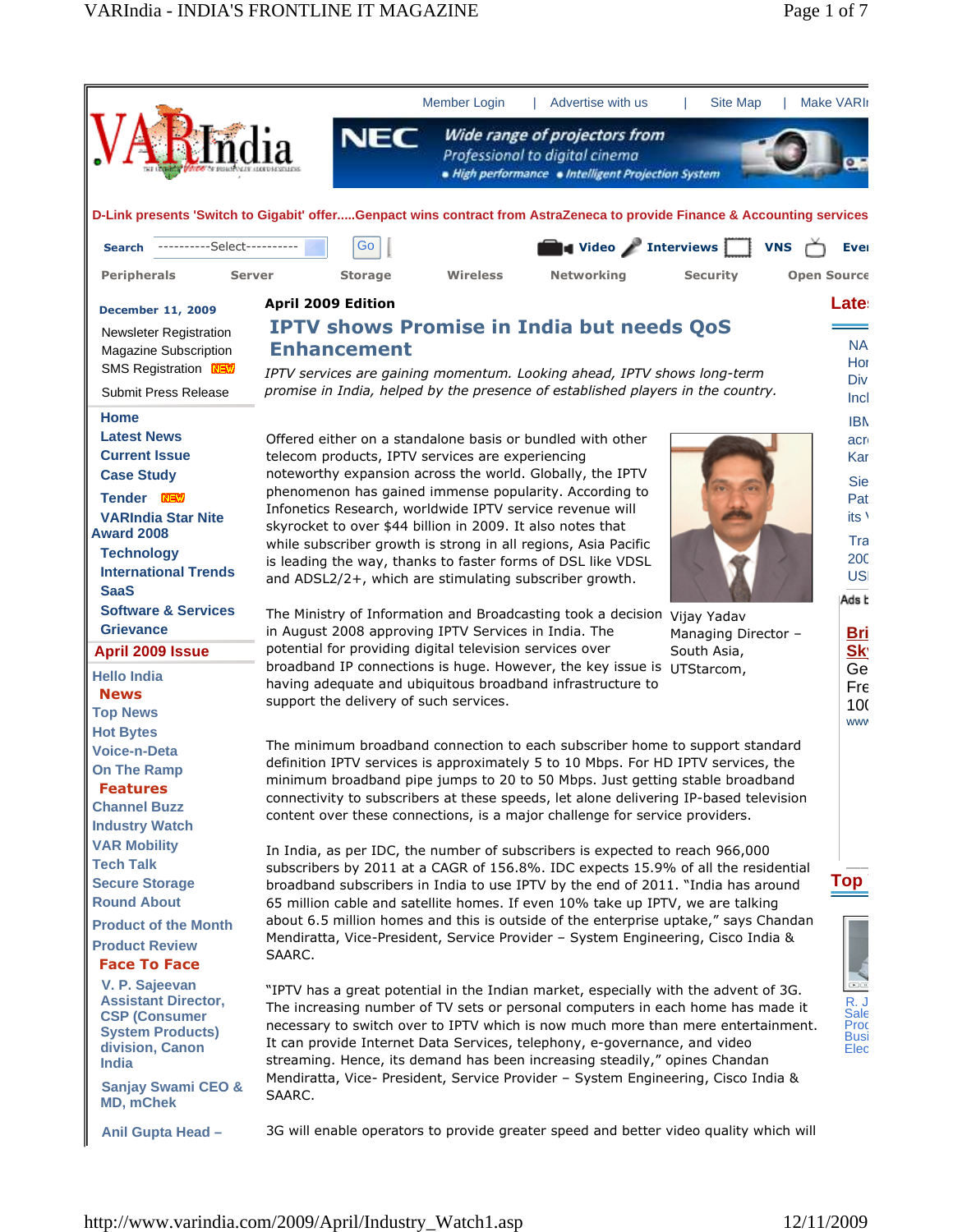Member Login | Advertise with us | Site Map | Make VARI

D-Link presents 'Switch to Gigabit' offer.....Genpact wins contract from AstraZeneca to provide Finance & Accounting services

Search ----------Select---------- Go

Video Interviews VNS Ever

Peripherals Server Storage Wireless Networking Security Open Source

December 11, 2009

Newsleter Registration
Magazine Subscription
SMS Registration NEW
Submit Press Release

- Home
- Latest News
- Current Issue
- Case Study
- Tender NEW
- VARIndia Star Nite Award 2008
- Technology
- International Trends
- SaaS
- Software & Services
- Grievance

**April 2009 Issue**

- Hello India
- **News**
- Top News
- Hot Bytes
- Voice-n-Deta
- On The Ramp
- **Features**
- Channel Buzz
- Industry Watch
- VAR Mobility
- Tech Talk
- Secure Storage
- Round About
- Product of the Month
- Product Review
- **Face To Face**
- V. P. Sajeevan Assistant Director, CSP (Consumer System Products) division, Canon India
- Sanjay Swami CEO & MD, mCheck
- Anil Gupta Head –

**April 2009 Edition**

# IPTV shows Promise in India but needs QoS Enhancement

*IPTV services are gaining momentum. Looking ahead, IPTV shows long-term promise in India, helped by the presence of established players in the country.*

Offered either on a standalone basis or bundled with other telecom products, IPTV services are experiencing noteworthy expansion across the world. Globally, the IPTV phenomenon has gained immense popularity. According to Infonetics Research, worldwide IPTV service revenue will skyrocket to over $44 billion in 2009. It also notes that while subscriber growth is strong in all regions, Asia Pacific is leading the way, thanks to faster forms of DSL like VDSL and ADSL2/2+, which are stimulating subscriber growth.

Vijay Yadav
Managing Director – South Asia, UTStarcom,

The Ministry of Information and Broadcasting took a decision in August 2008 approving IPTV Services in India. The potential for providing digital television services over broadband IP connections is huge. However, the key issue is having adequate and ubiquitous broadband infrastructure to support the delivery of such services.

The minimum broadband connection to each subscriber home to support standard definition IPTV services is approximately 5 to 10 Mbps. For HD IPTV services, the minimum broadband pipe jumps to 20 to 50 Mbps. Just getting stable broadband connectivity to subscribers at these speeds, let alone delivering IP-based television content over these connections, is a major challenge for service providers.

In India, as per IDC, the number of subscribers is expected to reach 966,000 subscribers by 2011 at a CAGR of 156.8%. IDC expects 15.9% of all the residential broadband subscribers in India to use IPTV by the end of 2011. "India has around 65 million cable and satellite homes. If even 10% take up IPTV, we are talking about 6.5 million homes and this is outside of the enterprise uptake," says Chandan Mendiratta, Vice-President, Service Provider – System Engineering, Cisco India & SAARC.

"IPTV has a great potential in the Indian market, especially with the advent of 3G. The increasing number of TV sets or personal computers in each home has made it necessary to switch over to IPTV which is now much more than mere entertainment. It can provide Internet Data Services, telephony, e-governance, and video streaming. Hence, its demand has been increasing steadily," opines Chandan Mendiratta, Vice- President, Service Provider – System Engineering, Cisco India & SAARC.

3G will enable operators to provide greater speed and better video quality which will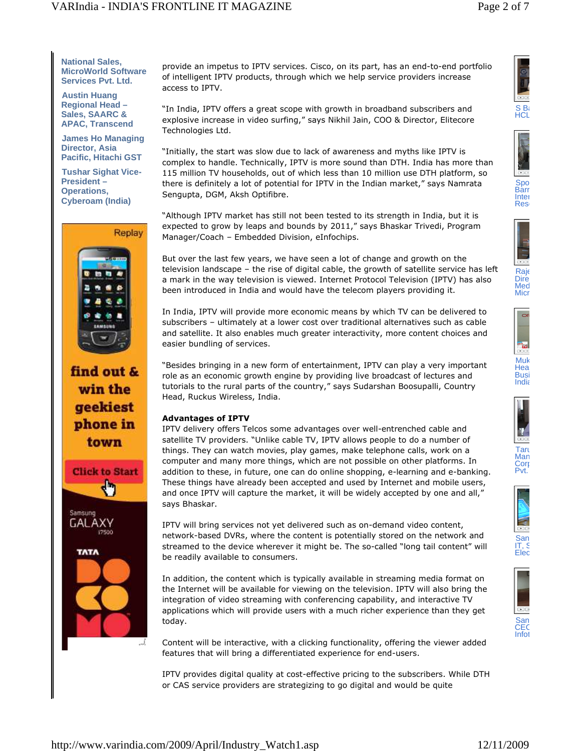National Sales, MicroWorld Software Services Pvt. Ltd.

Austin Huang Regional Head – Sales, SAARC & APAC, Transcend

James Ho Managing Director, Asia Pacific, Hitachi GST

Tushar Sighat Vice-President – Operations, Cyberoam (India)

provide an impetus to IPTV services. Cisco, on its part, has an end-to-end portfolio of intelligent IPTV products, through which we help service providers increase access to IPTV.

"In India, IPTV offers a great scope with growth in broadband subscribers and explosive increase in video surfing," says Nikhil Jain, COO & Director, Elitecore Technologies Ltd.

"Initially, the start was slow due to lack of awareness and myths like IPTV is complex to handle. Technically, IPTV is more sound than DTH. India has more than 115 million TV households, out of which less than 10 million use DTH platform, so there is definitely a lot of potential for IPTV in the Indian market," says Namrata Sengupta, DGM, Aksh Optifibre.

"Although IPTV market has still not been tested to its strength in India, but it is expected to grow by leaps and bounds by 2011," says Bhaskar Trivedi, Program Manager/Coach – Embedded Division, eInfochips.

But over the last few years, we have seen a lot of change and growth on the television landscape – the rise of digital cable, the growth of satellite service has left a mark in the way television is viewed. Internet Protocol Television (IPTV) has also been introduced in India and would have the telecom players providing it.

In India, IPTV will provide more economic means by which TV can be delivered to subscribers – ultimately at a lower cost over traditional alternatives such as cable and satellite. It also enables much greater interactivity, more content choices and easier bundling of services.

"Besides bringing in a new form of entertainment, IPTV can play a very important role as an economic growth engine by providing live broadcast of lectures and tutorials to the rural parts of the country," says Sudarshan Boosupalli, Country Head, Ruckus Wireless, India.

**Advantages of IPTV**

IPTV delivery offers Telcos some advantages over well-entrenched cable and satellite TV providers. "Unlike cable TV, IPTV allows people to do a number of things. They can watch movies, play games, make telephone calls, work on a computer and many more things, which are not possible on other platforms. In addition to these, in future, one can do online shopping, e-learning and e-banking. These things have already been accepted and used by Internet and mobile users, and once IPTV will capture the market, it will be widely accepted by one and all," says Bhaskar.

IPTV will bring services not yet delivered such as on-demand video content, network-based DVRs, where the content is potentially stored on the network and streamed to the device wherever it might be. The so-called "long tail content" will be readily available to consumers.

In addition, the content which is typically available in streaming media format on the Internet will be available for viewing on the television. IPTV will also bring the integration of video streaming with conferencing capability, and interactive TV applications which will provide users with a much richer experience than they get today.

Content will be interactive, with a clicking functionality, offering the viewer added features that will bring a differentiated experience for end-users.

IPTV provides digital quality at cost-effective pricing to the subscribers. While DTH or CAS service providers are strategizing to go digital and would be quite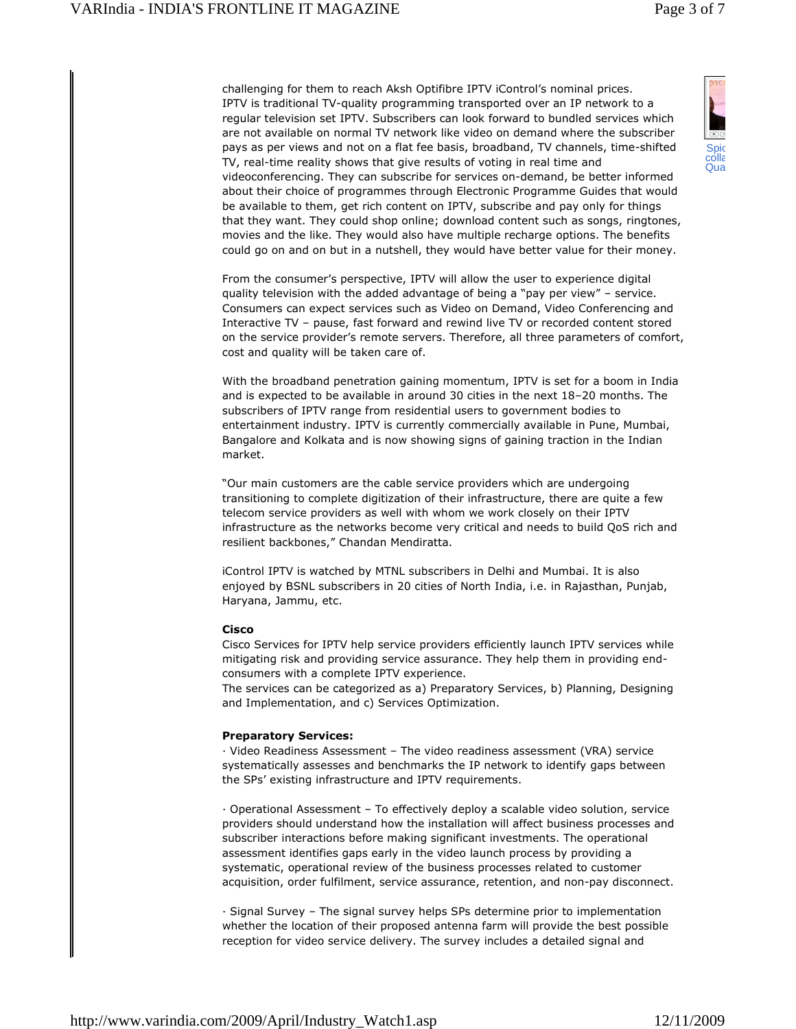challenging for them to reach Aksh Optifibre IPTV iControl's nominal prices.
IPTV is traditional TV-quality programming transported over an IP network to a regular television set IPTV. Subscribers can look forward to bundled services which are not available on normal TV network like video on demand where the subscriber pays as per views and not on a flat fee basis, broadband, TV channels, time-shifted TV, real-time reality shows that give results of voting in real time and videoconferencing. They can subscribe for services on-demand, be better informed about their choice of programmes through Electronic Programme Guides that would be available to them, get rich content on IPTV, subscribe and pay only for things that they want. They could shop online; download content such as songs, ringtones, movies and the like. They would also have multiple recharge options. The benefits could go on and on but in a nutshell, they would have better value for their money.

From the consumer's perspective, IPTV will allow the user to experience digital quality television with the added advantage of being a "pay per view" – service. Consumers can expect services such as Video on Demand, Video Conferencing and Interactive TV – pause, fast forward and rewind live TV or recorded content stored on the service provider's remote servers. Therefore, all three parameters of comfort, cost and quality will be taken care of.

With the broadband penetration gaining momentum, IPTV is set for a boom in India and is expected to be available in around 30 cities in the next 18–20 months. The subscribers of IPTV range from residential users to government bodies to entertainment industry. IPTV is currently commercially available in Pune, Mumbai, Bangalore and Kolkata and is now showing signs of gaining traction in the Indian market.

"Our main customers are the cable service providers which are undergoing transitioning to complete digitization of their infrastructure, there are quite a few telecom service providers as well with whom we work closely on their IPTV infrastructure as the networks become very critical and needs to build QoS rich and resilient backbones," Chandan Mendiratta.

iControl IPTV is watched by MTNL subscribers in Delhi and Mumbai. It is also enjoyed by BSNL subscribers in 20 cities of North India, i.e. in Rajasthan, Punjab, Haryana, Jammu, etc.

**Cisco**

Cisco Services for IPTV help service providers efficiently launch IPTV services while mitigating risk and providing service assurance. They help them in providing end-consumers with a complete IPTV experience.
The services can be categorized as a) Preparatory Services, b) Planning, Designing and Implementation, and c) Services Optimization.

**Preparatory Services:**

· Video Readiness Assessment – The video readiness assessment (VRA) service systematically assesses and benchmarks the IP network to identify gaps between the SPs' existing infrastructure and IPTV requirements.

· Operational Assessment – To effectively deploy a scalable video solution, service providers should understand how the installation will affect business processes and subscriber interactions before making significant investments. The operational assessment identifies gaps early in the video launch process by providing a systematic, operational review of the business processes related to customer acquisition, order fulfilment, service assurance, retention, and non-pay disconnect.

· Signal Survey – The signal survey helps SPs determine prior to implementation whether the location of their proposed antenna farm will provide the best possible reception for video service delivery. The survey includes a detailed signal and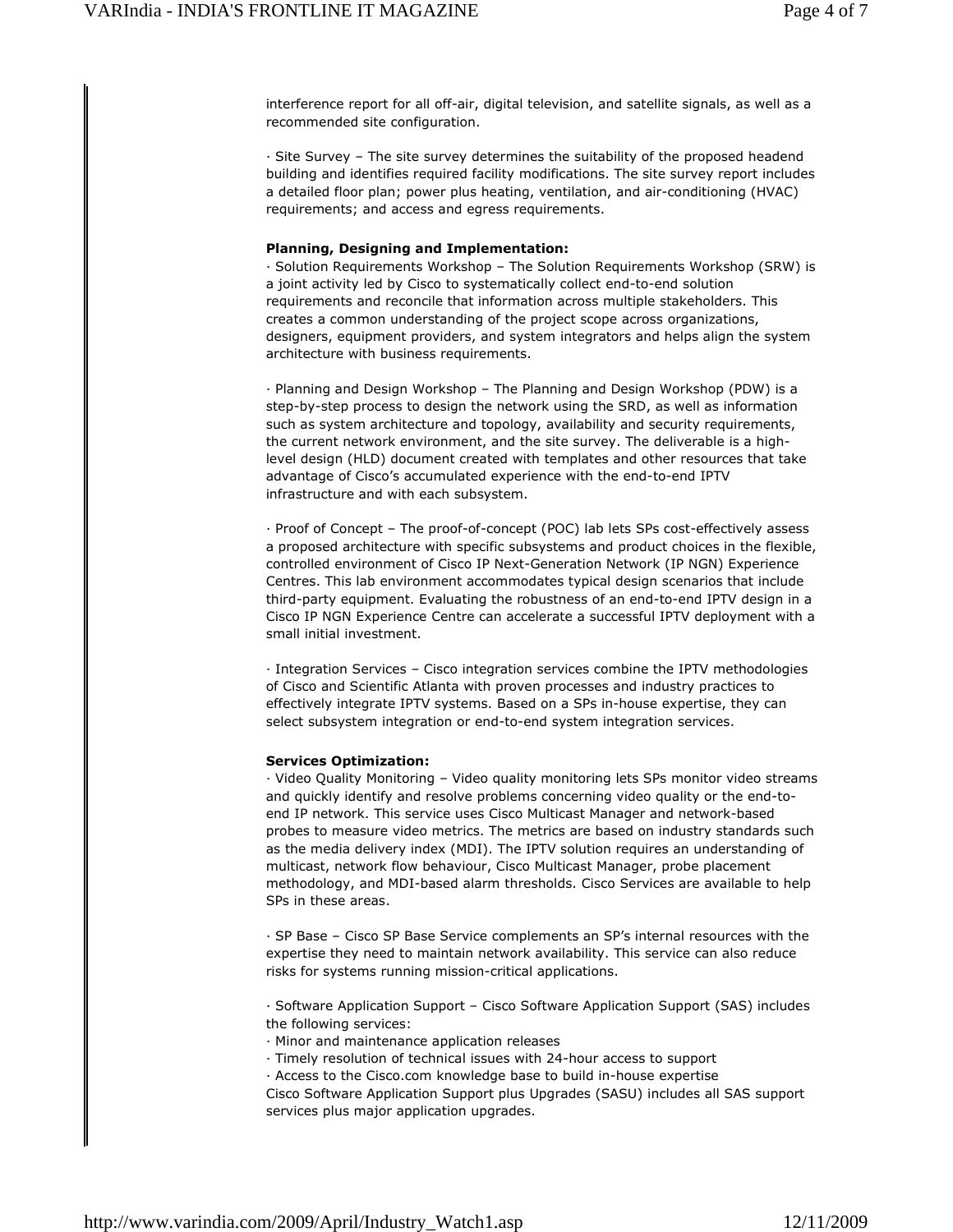interference report for all off-air, digital television, and satellite signals, as well as a recommended site configuration.

· Site Survey – The site survey determines the suitability of the proposed headend building and identifies required facility modifications. The site survey report includes a detailed floor plan; power plus heating, ventilation, and air-conditioning (HVAC) requirements; and access and egress requirements.

**Planning, Designing and Implementation:**

· Solution Requirements Workshop – The Solution Requirements Workshop (SRW) is a joint activity led by Cisco to systematically collect end-to-end solution requirements and reconcile that information across multiple stakeholders. This creates a common understanding of the project scope across organizations, designers, equipment providers, and system integrators and helps align the system architecture with business requirements.

· Planning and Design Workshop – The Planning and Design Workshop (PDW) is a step-by-step process to design the network using the SRD, as well as information such as system architecture and topology, availability and security requirements, the current network environment, and the site survey. The deliverable is a high-level design (HLD) document created with templates and other resources that take advantage of Cisco's accumulated experience with the end-to-end IPTV infrastructure and with each subsystem.

· Proof of Concept – The proof-of-concept (POC) lab lets SPs cost-effectively assess a proposed architecture with specific subsystems and product choices in the flexible, controlled environment of Cisco IP Next-Generation Network (IP NGN) Experience Centres. This lab environment accommodates typical design scenarios that include third-party equipment. Evaluating the robustness of an end-to-end IPTV design in a Cisco IP NGN Experience Centre can accelerate a successful IPTV deployment with a small initial investment.

· Integration Services – Cisco integration services combine the IPTV methodologies of Cisco and Scientific Atlanta with proven processes and industry practices to effectively integrate IPTV systems. Based on a SPs in-house expertise, they can select subsystem integration or end-to-end system integration services.

**Services Optimization:**

· Video Quality Monitoring – Video quality monitoring lets SPs monitor video streams and quickly identify and resolve problems concerning video quality or the end-to-end IP network. This service uses Cisco Multicast Manager and network-based probes to measure video metrics. The metrics are based on industry standards such as the media delivery index (MDI). The IPTV solution requires an understanding of multicast, network flow behaviour, Cisco Multicast Manager, probe placement methodology, and MDI-based alarm thresholds. Cisco Services are available to help SPs in these areas.

· SP Base – Cisco SP Base Service complements an SP's internal resources with the expertise they need to maintain network availability. This service can also reduce risks for systems running mission-critical applications.

· Software Application Support – Cisco Software Application Support (SAS) includes the following services:

· Minor and maintenance application releases

· Timely resolution of technical issues with 24-hour access to support

· Access to the Cisco.com knowledge base to build in-house expertise

Cisco Software Application Support plus Upgrades (SASU) includes all SAS support services plus major application upgrades.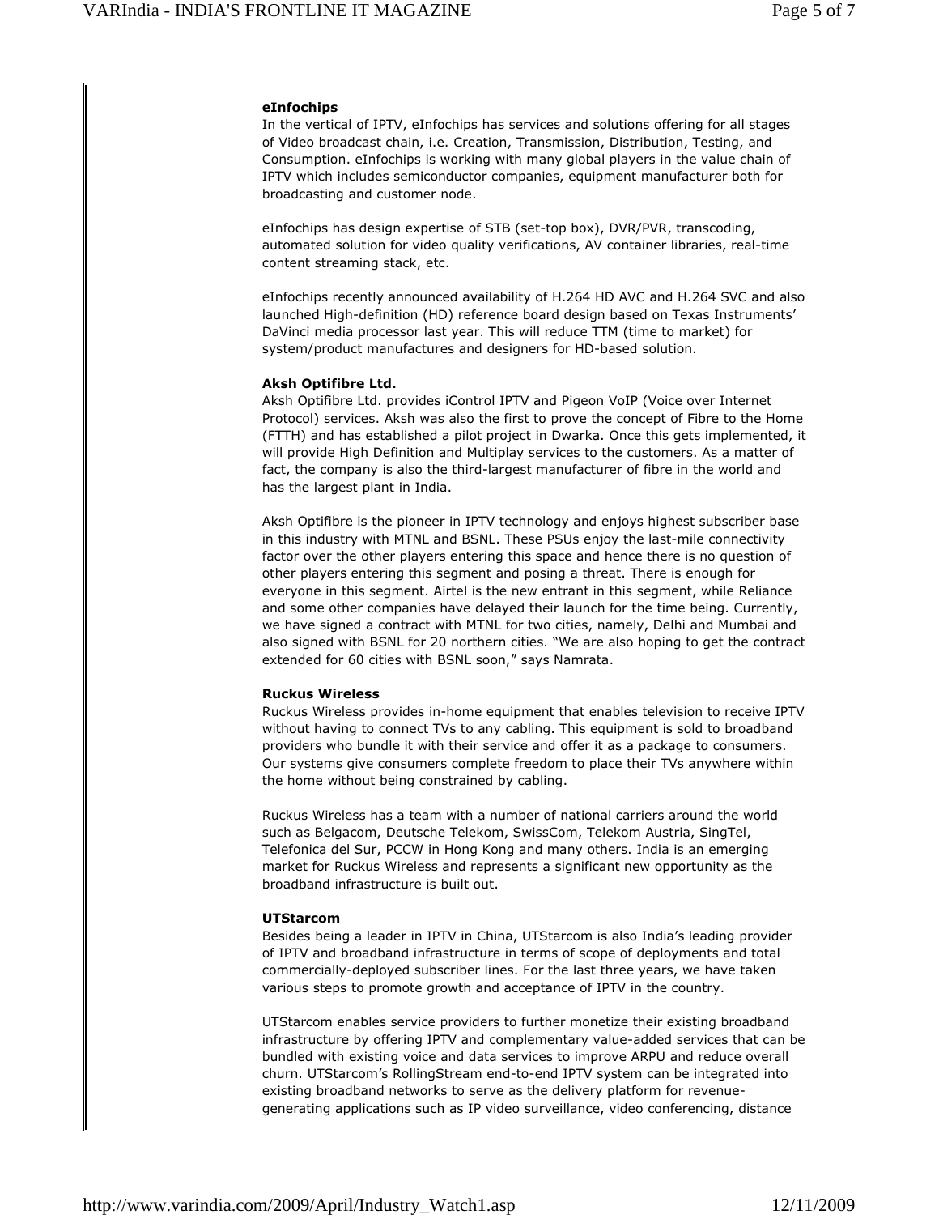**eInfochips**

In the vertical of IPTV, eInfochips has services and solutions offering for all stages of Video broadcast chain, i.e. Creation, Transmission, Distribution, Testing, and Consumption. eInfochips is working with many global players in the value chain of IPTV which includes semiconductor companies, equipment manufacturer both for broadcasting and customer node.

eInfochips has design expertise of STB (set-top box), DVR/PVR, transcoding, automated solution for video quality verifications, AV container libraries, real-time content streaming stack, etc.

eInfochips recently announced availability of H.264 HD AVC and H.264 SVC and also launched High-definition (HD) reference board design based on Texas Instruments' DaVinci media processor last year. This will reduce TTM (time to market) for system/product manufactures and designers for HD-based solution.

**Aksh Optifibre Ltd.**

Aksh Optifibre Ltd. provides iControl IPTV and Pigeon VoIP (Voice over Internet Protocol) services. Aksh was also the first to prove the concept of Fibre to the Home (FTTH) and has established a pilot project in Dwarka. Once this gets implemented, it will provide High Definition and Multiplay services to the customers. As a matter of fact, the company is also the third-largest manufacturer of fibre in the world and has the largest plant in India.

Aksh Optifibre is the pioneer in IPTV technology and enjoys highest subscriber base in this industry with MTNL and BSNL. These PSUs enjoy the last-mile connectivity factor over the other players entering this space and hence there is no question of other players entering this segment and posing a threat. There is enough for everyone in this segment. Airtel is the new entrant in this segment, while Reliance and some other companies have delayed their launch for the time being. Currently, we have signed a contract with MTNL for two cities, namely, Delhi and Mumbai and also signed with BSNL for 20 northern cities. "We are also hoping to get the contract extended for 60 cities with BSNL soon," says Namrata.

**Ruckus Wireless**

Ruckus Wireless provides in-home equipment that enables television to receive IPTV without having to connect TVs to any cabling. This equipment is sold to broadband providers who bundle it with their service and offer it as a package to consumers. Our systems give consumers complete freedom to place their TVs anywhere within the home without being constrained by cabling.

Ruckus Wireless has a team with a number of national carriers around the world such as Belgacom, Deutsche Telekom, SwissCom, Telekom Austria, SingTel, Telefonica del Sur, PCCW in Hong Kong and many others. India is an emerging market for Ruckus Wireless and represents a significant new opportunity as the broadband infrastructure is built out.

**UTStarcom**

Besides being a leader in IPTV in China, UTStarcom is also India's leading provider of IPTV and broadband infrastructure in terms of scope of deployments and total commercially-deployed subscriber lines. For the last three years, we have taken various steps to promote growth and acceptance of IPTV in the country.

UTStarcom enables service providers to further monetize their existing broadband infrastructure by offering IPTV and complementary value-added services that can be bundled with existing voice and data services to improve ARPU and reduce overall churn. UTStarcom's RollingStream end-to-end IPTV system can be integrated into existing broadband networks to serve as the delivery platform for revenue-generating applications such as IP video surveillance, video conferencing, distance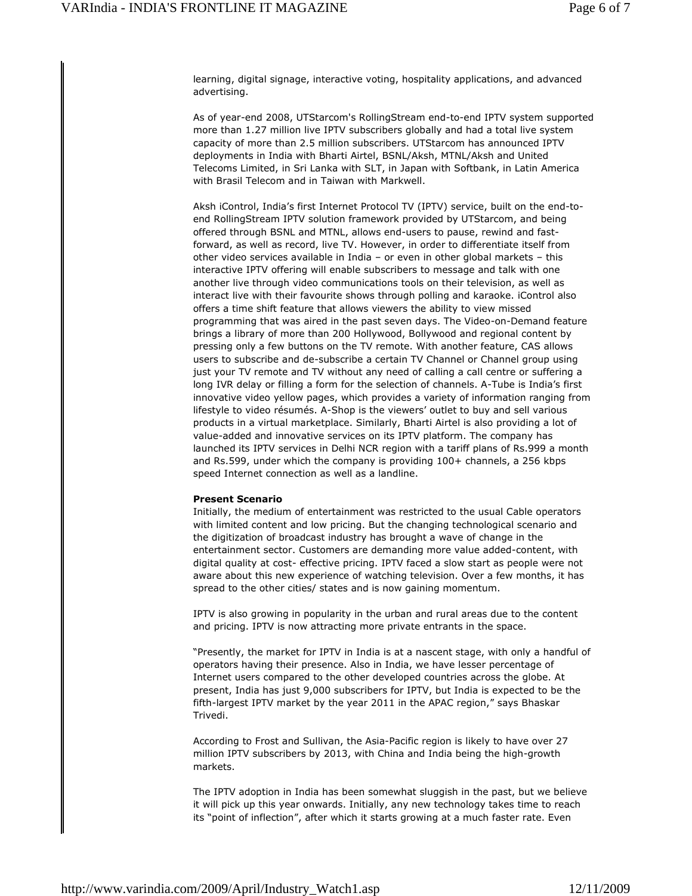learning, digital signage, interactive voting, hospitality applications, and advanced advertising.

As of year-end 2008, UTStarcom's RollingStream end-to-end IPTV system supported more than 1.27 million live IPTV subscribers globally and had a total live system capacity of more than 2.5 million subscribers. UTStarcom has announced IPTV deployments in India with Bharti Airtel, BSNL/Aksh, MTNL/Aksh and United Telecoms Limited, in Sri Lanka with SLT, in Japan with Softbank, in Latin America with Brasil Telecom and in Taiwan with Markwell.

Aksh iControl, India's first Internet Protocol TV (IPTV) service, built on the end-to-end RollingStream IPTV solution framework provided by UTStarcom, and being offered through BSNL and MTNL, allows end-users to pause, rewind and fast-forward, as well as record, live TV. However, in order to differentiate itself from other video services available in India – or even in other global markets – this interactive IPTV offering will enable subscribers to message and talk with one another live through video communications tools on their television, as well as interact live with their favourite shows through polling and karaoke. iControl also offers a time shift feature that allows viewers the ability to view missed programming that was aired in the past seven days. The Video-on-Demand feature brings a library of more than 200 Hollywood, Bollywood and regional content by pressing only a few buttons on the TV remote. With another feature, CAS allows users to subscribe and de-subscribe a certain TV Channel or Channel group using just your TV remote and TV without any need of calling a call centre or suffering a long IVR delay or filling a form for the selection of channels. A-Tube is India's first innovative video yellow pages, which provides a variety of information ranging from lifestyle to video résumés. A-Shop is the viewers' outlet to buy and sell various products in a virtual marketplace. Similarly, Bharti Airtel is also providing a lot of value-added and innovative services on its IPTV platform. The company has launched its IPTV services in Delhi NCR region with a tariff plans of Rs.999 a month and Rs.599, under which the company is providing 100+ channels, a 256 kbps speed Internet connection as well as a landline.

**Present Scenario**

Initially, the medium of entertainment was restricted to the usual Cable operators with limited content and low pricing. But the changing technological scenario and the digitization of broadcast industry has brought a wave of change in the entertainment sector. Customers are demanding more value added-content, with digital quality at cost- effective pricing. IPTV faced a slow start as people were not aware about this new experience of watching television. Over a few months, it has spread to the other cities/ states and is now gaining momentum.

IPTV is also growing in popularity in the urban and rural areas due to the content and pricing. IPTV is now attracting more private entrants in the space.

"Presently, the market for IPTV in India is at a nascent stage, with only a handful of operators having their presence. Also in India, we have lesser percentage of Internet users compared to the other developed countries across the globe. At present, India has just 9,000 subscribers for IPTV, but India is expected to be the fifth-largest IPTV market by the year 2011 in the APAC region," says Bhaskar Trivedi.

According to Frost and Sullivan, the Asia-Pacific region is likely to have over 27 million IPTV subscribers by 2013, with China and India being the high-growth markets.

The IPTV adoption in India has been somewhat sluggish in the past, but we believe it will pick up this year onwards. Initially, any new technology takes time to reach its "point of inflection", after which it starts growing at a much faster rate. Even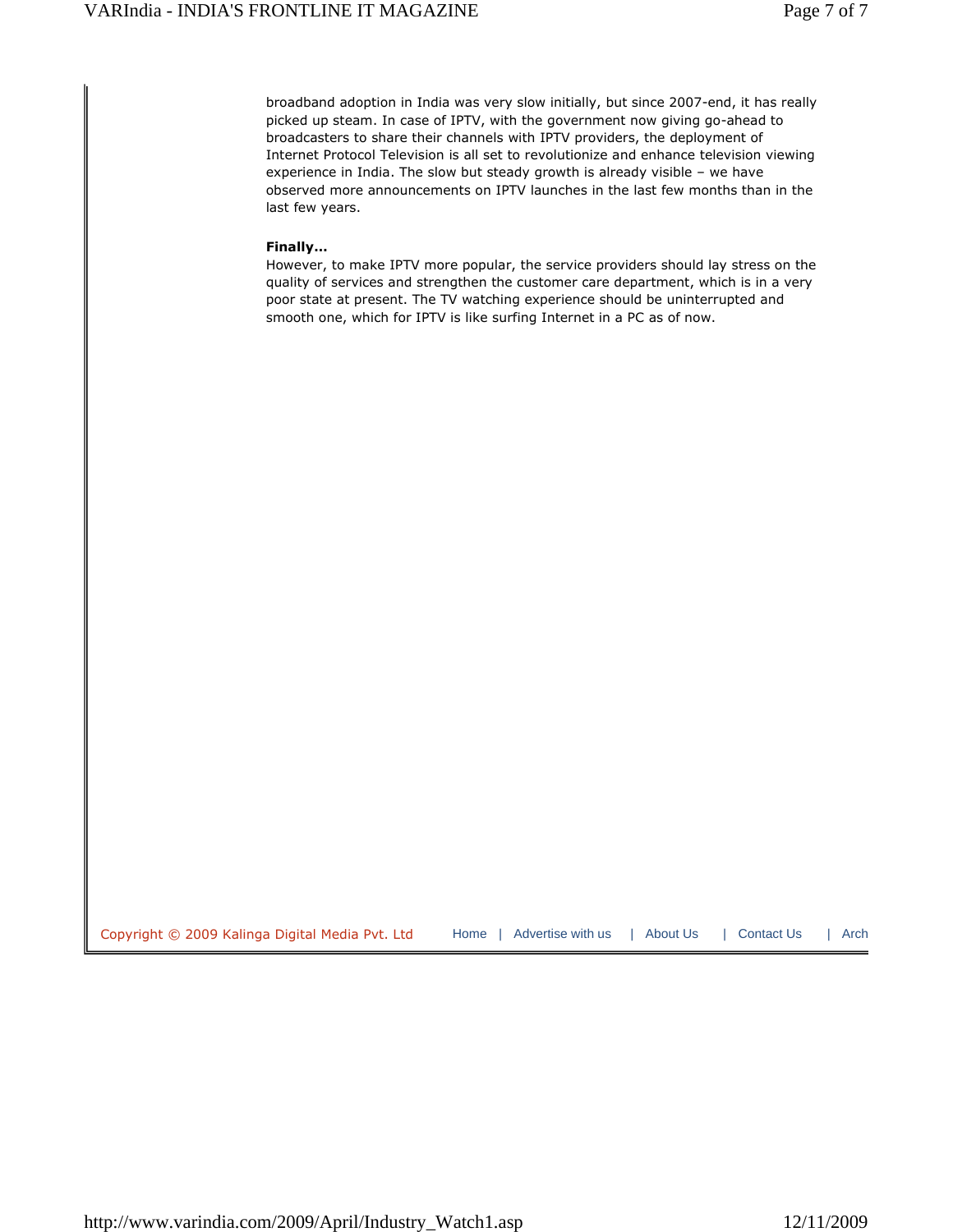broadband adoption in India was very slow initially, but since 2007-end, it has really picked up steam. In case of IPTV, with the government now giving go-ahead to broadcasters to share their channels with IPTV providers, the deployment of Internet Protocol Television is all set to revolutionize and enhance television viewing experience in India. The slow but steady growth is already visible – we have observed more announcements on IPTV launches in the last few months than in the last few years.

**Finally...**

However, to make IPTV more popular, the service providers should lay stress on the quality of services and strengthen the customer care department, which is in a very poor state at present. The TV watching experience should be uninterrupted and smooth one, which for IPTV is like surfing Internet in a PC as of now.

Copyright © 2009 Kalinga Digital Media Pvt. Ltd    Home | Advertise with us | About Us | Contact Us | Arch